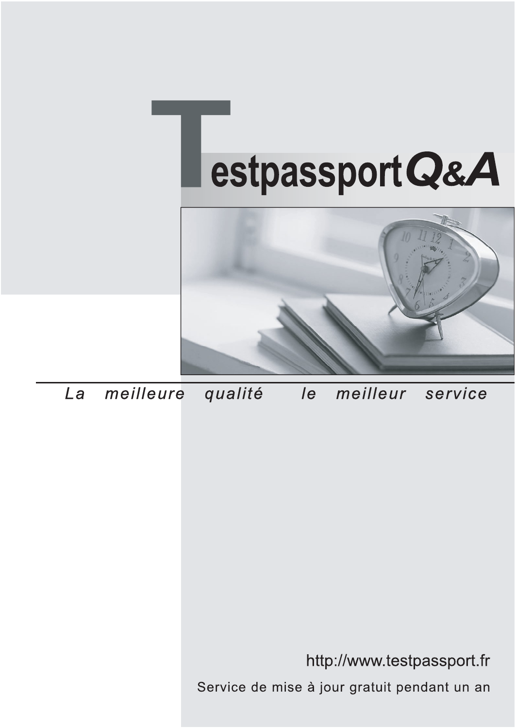# Testpassport Q&A

*La meilleure qualité le meilleur service*

http://www.testpassport.fr

Service de mise à jour gratuit pendant un an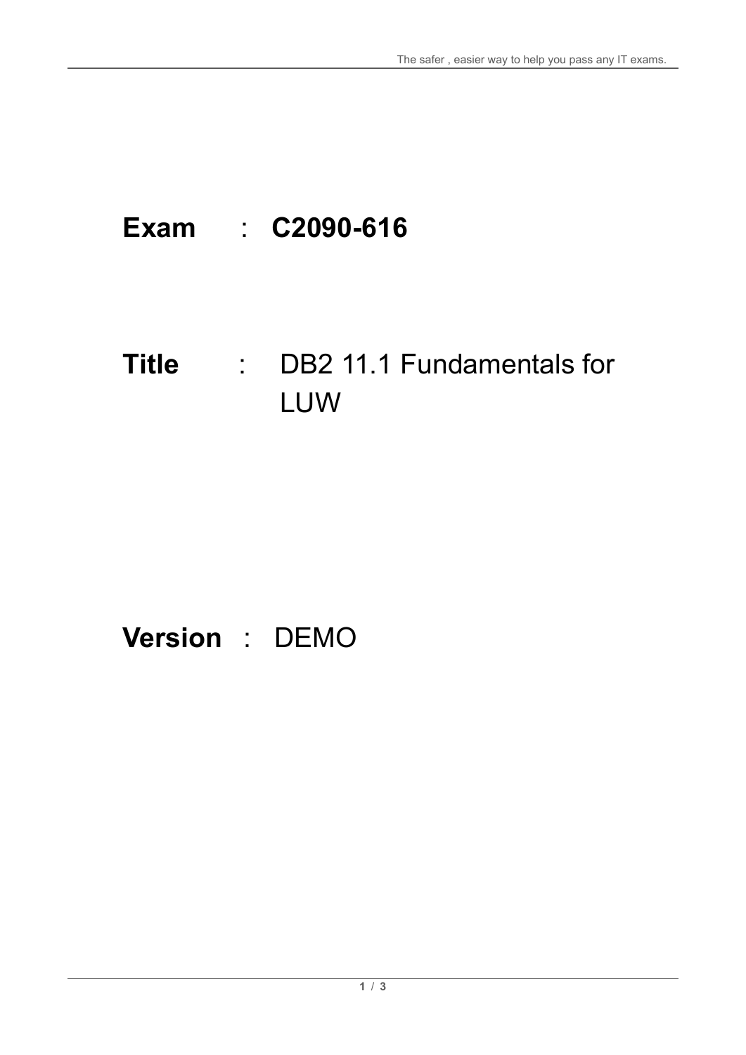**Exam** : **C2090-616**

**Title** : DB2 11.1 Fundamentals for LUW

**Version** : DEMO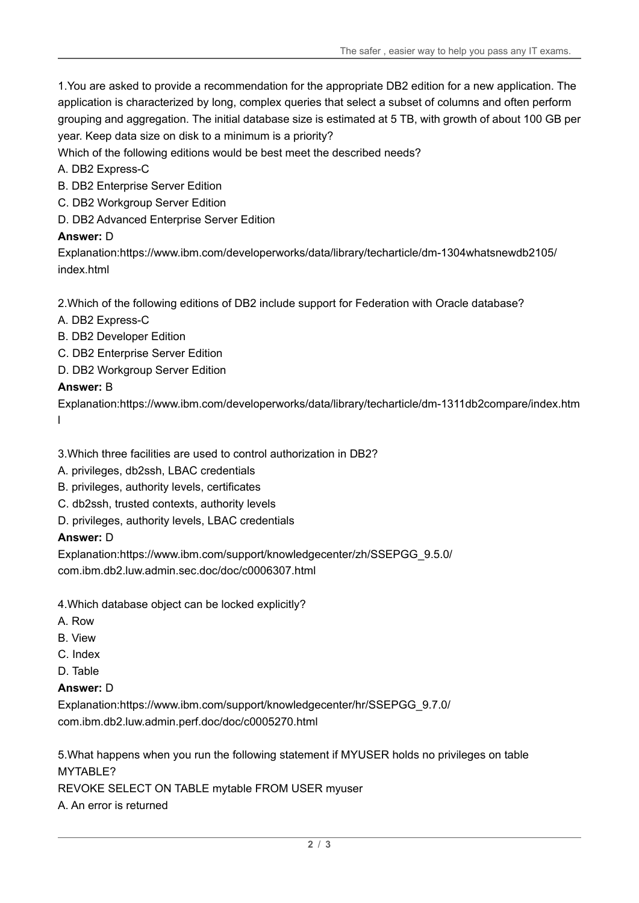1.You are asked to provide a recommendation for the appropriate DB2 edition for a new application. The application is characterized by long, complex queries that select a subset of columns and often perform grouping and aggregation. The initial database size is estimated at 5 TB, with growth of about 100 GB per year. Keep data size on disk to a minimum is a priority?

Which of the following editions would be best meet the described needs?

A. DB2 Express-C

B. DB2 Enterprise Server Edition

C. DB2 Workgroup Server Edition

D. DB2 Advanced Enterprise Server Edition

**Answer:** D

Explanation:https://www.ibm.com/developerworks/data/library/techarticle/dm-1304whatsnewdb2105/index.html

2.Which of the following editions of DB2 include support for Federation with Oracle database?

A. DB2 Express-C

B. DB2 Developer Edition

C. DB2 Enterprise Server Edition

D. DB2 Workgroup Server Edition

**Answer:** B

Explanation:https://www.ibm.com/developerworks/data/library/techarticle/dm-1311db2compare/index.html

3.Which three facilities are used to control authorization in DB2?

A. privileges, db2ssh, LBAC credentials

B. privileges, authority levels, certificates

C. db2ssh, trusted contexts, authority levels

D. privileges, authority levels, LBAC credentials

**Answer:** D

Explanation:https://www.ibm.com/support/knowledgecenter/zh/SSEPGG_9.5.0/com.ibm.db2.luw.admin.sec.doc/doc/c0006307.html

4.Which database object can be locked explicitly?

A. Row

B. View

C. Index

D. Table

**Answer:** D

Explanation:https://www.ibm.com/support/knowledgecenter/hr/SSEPGG_9.7.0/com.ibm.db2.luw.admin.perf.doc/doc/c0005270.html

5.What happens when you run the following statement if MYUSER holds no privileges on table MYTABLE?

REVOKE SELECT ON TABLE mytable FROM USER myuser

A. An error is returned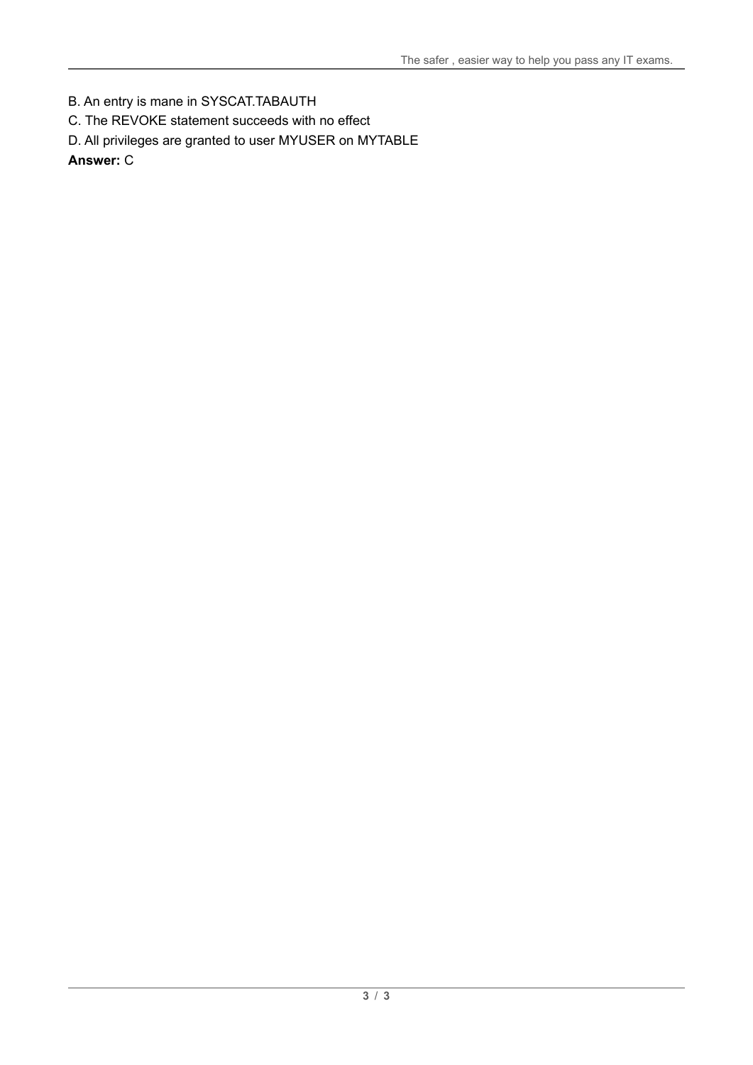B. An entry is mane in SYSCAT.TABAUTH

C. The REVOKE statement succeeds with no effect

D. All privileges are granted to user MYUSER on MYTABLE

**Answer:** C